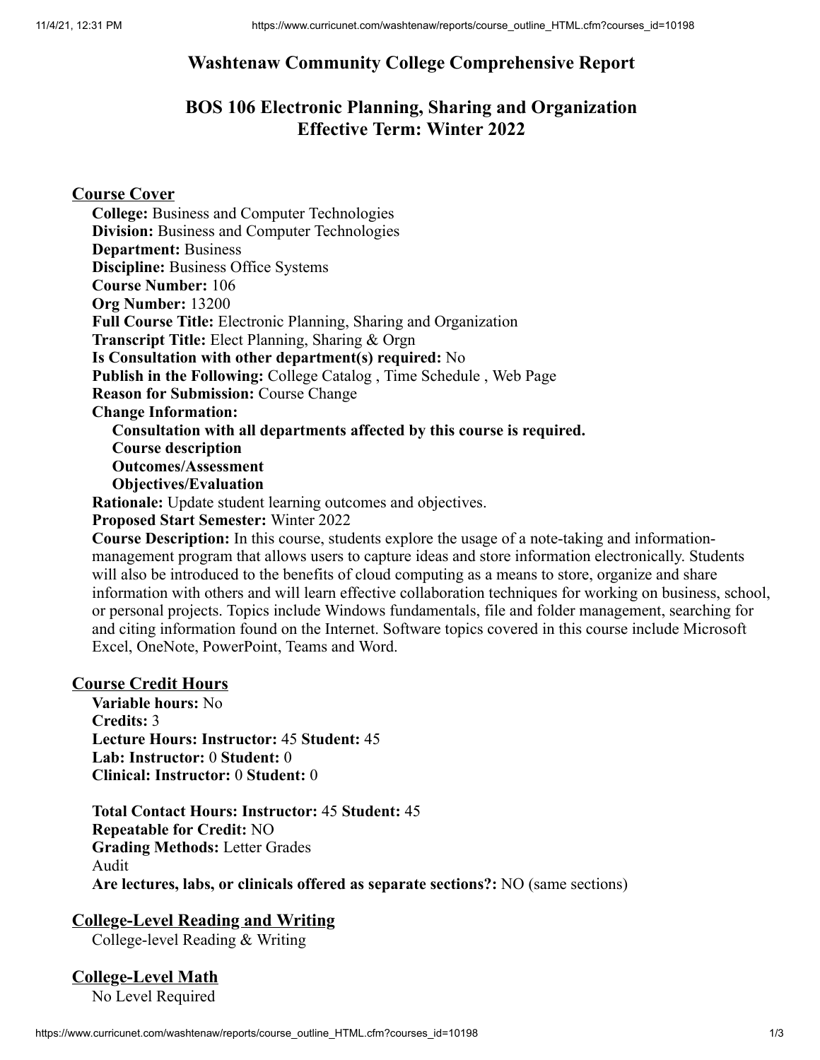# Washtenaw Community College Comprehensive Report

## BOS 106 Electronic Planning, Sharing and Organization
## Effective Term: Winter 2022

### Course Cover

**College:** Business and Computer Technologies
**Division:** Business and Computer Technologies
**Department:** Business
**Discipline:** Business Office Systems
**Course Number:** 106
**Org Number:** 13200
**Full Course Title:** Electronic Planning, Sharing and Organization
**Transcript Title:** Elect Planning, Sharing & Orgn
**Is Consultation with other department(s) required:** No
**Publish in the Following:** College Catalog , Time Schedule , Web Page
**Reason for Submission:** Course Change
**Change Information:**

- **Consultation with all departments affected by this course is required.**
- **Course description**
- **Outcomes/Assessment**
- **Objectives/Evaluation**

**Rationale:** Update student learning outcomes and objectives.
**Proposed Start Semester:** Winter 2022
**Course Description:** In this course, students explore the usage of a note-taking and information-management program that allows users to capture ideas and store information electronically. Students will also be introduced to the benefits of cloud computing as a means to store, organize and share information with others and will learn effective collaboration techniques for working on business, school, or personal projects. Topics include Windows fundamentals, file and folder management, searching for and citing information found on the Internet. Software topics covered in this course include Microsoft Excel, OneNote, PowerPoint, Teams and Word.

### Course Credit Hours

**Variable hours:** No
**Credits:** 3
**Lecture Hours: Instructor:** 45 **Student:** 45
**Lab: Instructor:** 0 **Student:** 0
**Clinical: Instructor:** 0 **Student:** 0

**Total Contact Hours: Instructor:** 45 **Student:** 45
**Repeatable for Credit:** NO
**Grading Methods:** Letter Grades
Audit
**Are lectures, labs, or clinicals offered as separate sections?:** NO (same sections)

### College-Level Reading and Writing

College-level Reading & Writing

### College-Level Math

No Level Required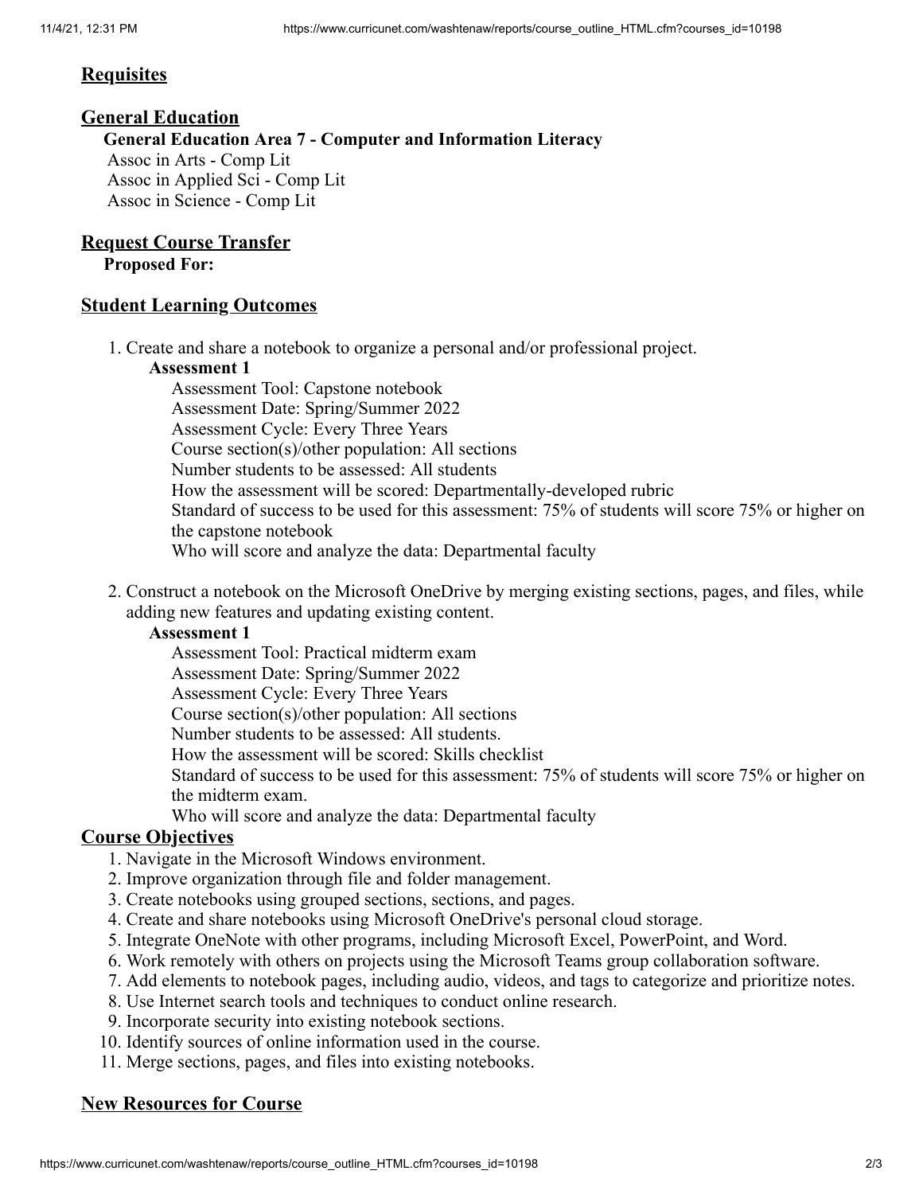## Requisites

## General Education

**General Education Area 7 - Computer and Information Literacy**

Assoc in Arts - Comp Lit
Assoc in Applied Sci - Comp Lit
Assoc in Science - Comp Lit

## Request Course Transfer

**Proposed For:**

## Student Learning Outcomes

1. Create and share a notebook to organize a personal and/or professional project.

   **Assessment 1**

   Assessment Tool: Capstone notebook
   Assessment Date: Spring/Summer 2022
   Assessment Cycle: Every Three Years
   Course section(s)/other population: All sections
   Number students to be assessed: All students
   How the assessment will be scored: Departmentally-developed rubric
   Standard of success to be used for this assessment: 75% of students will score 75% or higher on the capstone notebook
   Who will score and analyze the data: Departmental faculty

2. Construct a notebook on the Microsoft OneDrive by merging existing sections, pages, and files, while adding new features and updating existing content.

   **Assessment 1**

   Assessment Tool: Practical midterm exam
   Assessment Date: Spring/Summer 2022
   Assessment Cycle: Every Three Years
   Course section(s)/other population: All sections
   Number students to be assessed: All students.
   How the assessment will be scored: Skills checklist
   Standard of success to be used for this assessment: 75% of students will score 75% or higher on the midterm exam.
   Who will score and analyze the data: Departmental faculty

## Course Objectives

1. Navigate in the Microsoft Windows environment.
2. Improve organization through file and folder management.
3. Create notebooks using grouped sections, sections, and pages.
4. Create and share notebooks using Microsoft OneDrive's personal cloud storage.
5. Integrate OneNote with other programs, including Microsoft Excel, PowerPoint, and Word.
6. Work remotely with others on projects using the Microsoft Teams group collaboration software.
7. Add elements to notebook pages, including audio, videos, and tags to categorize and prioritize notes.
8. Use Internet search tools and techniques to conduct online research.
9. Incorporate security into existing notebook sections.
10. Identify sources of online information used in the course.
11. Merge sections, pages, and files into existing notebooks.

## New Resources for Course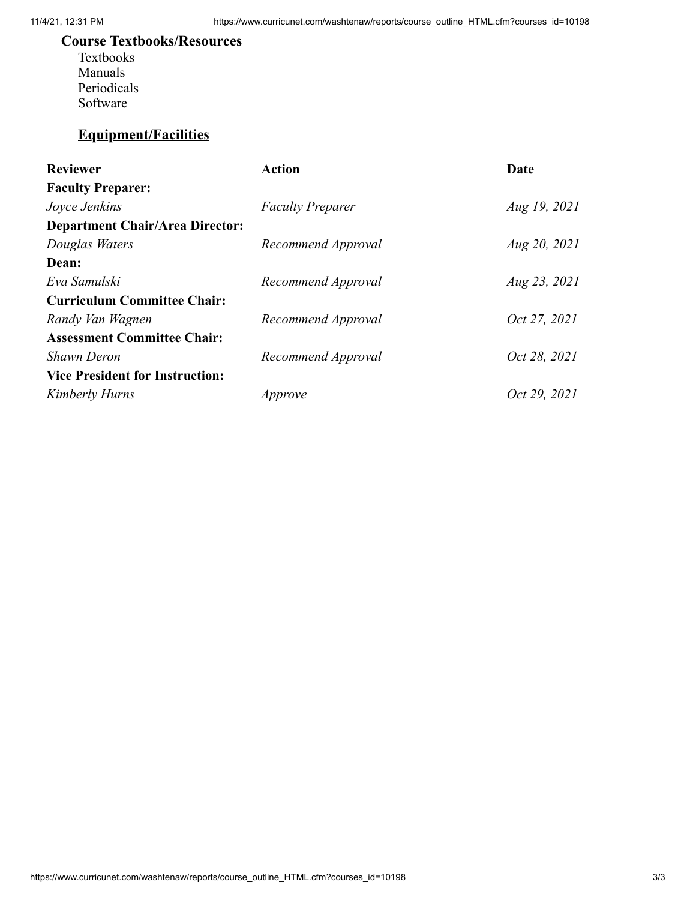## Course Textbooks/Resources

Textbooks
Manuals
Periodicals
Software

## Equipment/Facilities

| Reviewer | Action | Date |
|---|---|---|
| **Faculty Preparer:** | | |
| *Joyce Jenkins* | *Faculty Preparer* | *Aug 19, 2021* |
| **Department Chair/Area Director:** | | |
| *Douglas Waters* | *Recommend Approval* | *Aug 20, 2021* |
| **Dean:** | | |
| *Eva Samulski* | *Recommend Approval* | *Aug 23, 2021* |
| **Curriculum Committee Chair:** | | |
| *Randy Van Wagnen* | *Recommend Approval* | *Oct 27, 2021* |
| **Assessment Committee Chair:** | | |
| *Shawn Deron* | *Recommend Approval* | *Oct 28, 2021* |
| **Vice President for Instruction:** | | |
| *Kimberly Hurns* | *Approve* | *Oct 29, 2021* |